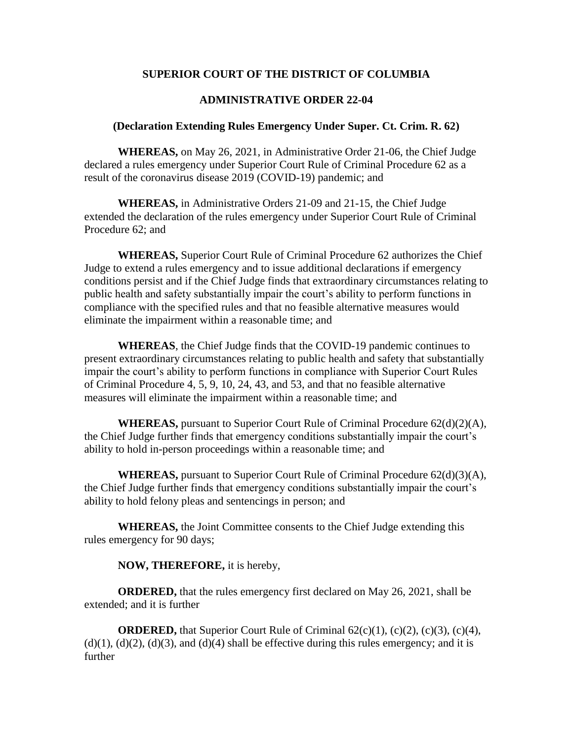**SUPERIOR COURT OF THE DISTRICT OF COLUMBIA**

**ADMINISTRATIVE ORDER 22-04**

**(Declaration Extending Rules Emergency Under Super. Ct. Crim. R. 62)**

**WHEREAS,** on May 26, 2021, in Administrative Order 21-06, the Chief Judge declared a rules emergency under Superior Court Rule of Criminal Procedure 62 as a result of the coronavirus disease 2019 (COVID-19) pandemic; and

**WHEREAS,** in Administrative Orders 21-09 and 21-15, the Chief Judge extended the declaration of the rules emergency under Superior Court Rule of Criminal Procedure 62; and

**WHEREAS,** Superior Court Rule of Criminal Procedure 62 authorizes the Chief Judge to extend a rules emergency and to issue additional declarations if emergency conditions persist and if the Chief Judge finds that extraordinary circumstances relating to public health and safety substantially impair the court's ability to perform functions in compliance with the specified rules and that no feasible alternative measures would eliminate the impairment within a reasonable time; and

**WHEREAS**, the Chief Judge finds that the COVID-19 pandemic continues to present extraordinary circumstances relating to public health and safety that substantially impair the court's ability to perform functions in compliance with Superior Court Rules of Criminal Procedure 4, 5, 9, 10, 24, 43, and 53, and that no feasible alternative measures will eliminate the impairment within a reasonable time; and

**WHEREAS,** pursuant to Superior Court Rule of Criminal Procedure 62(d)(2)(A), the Chief Judge further finds that emergency conditions substantially impair the court's ability to hold in-person proceedings within a reasonable time; and

**WHEREAS,** pursuant to Superior Court Rule of Criminal Procedure 62(d)(3)(A), the Chief Judge further finds that emergency conditions substantially impair the court's ability to hold felony pleas and sentencings in person; and

**WHEREAS,** the Joint Committee consents to the Chief Judge extending this rules emergency for 90 days;

**NOW, THEREFORE,** it is hereby,

**ORDERED,** that the rules emergency first declared on May 26, 2021, shall be extended; and it is further

**ORDERED,** that Superior Court Rule of Criminal 62(c)(1), (c)(2), (c)(3), (c)(4), (d)(1), (d)(2), (d)(3), and (d)(4) shall be effective during this rules emergency; and it is further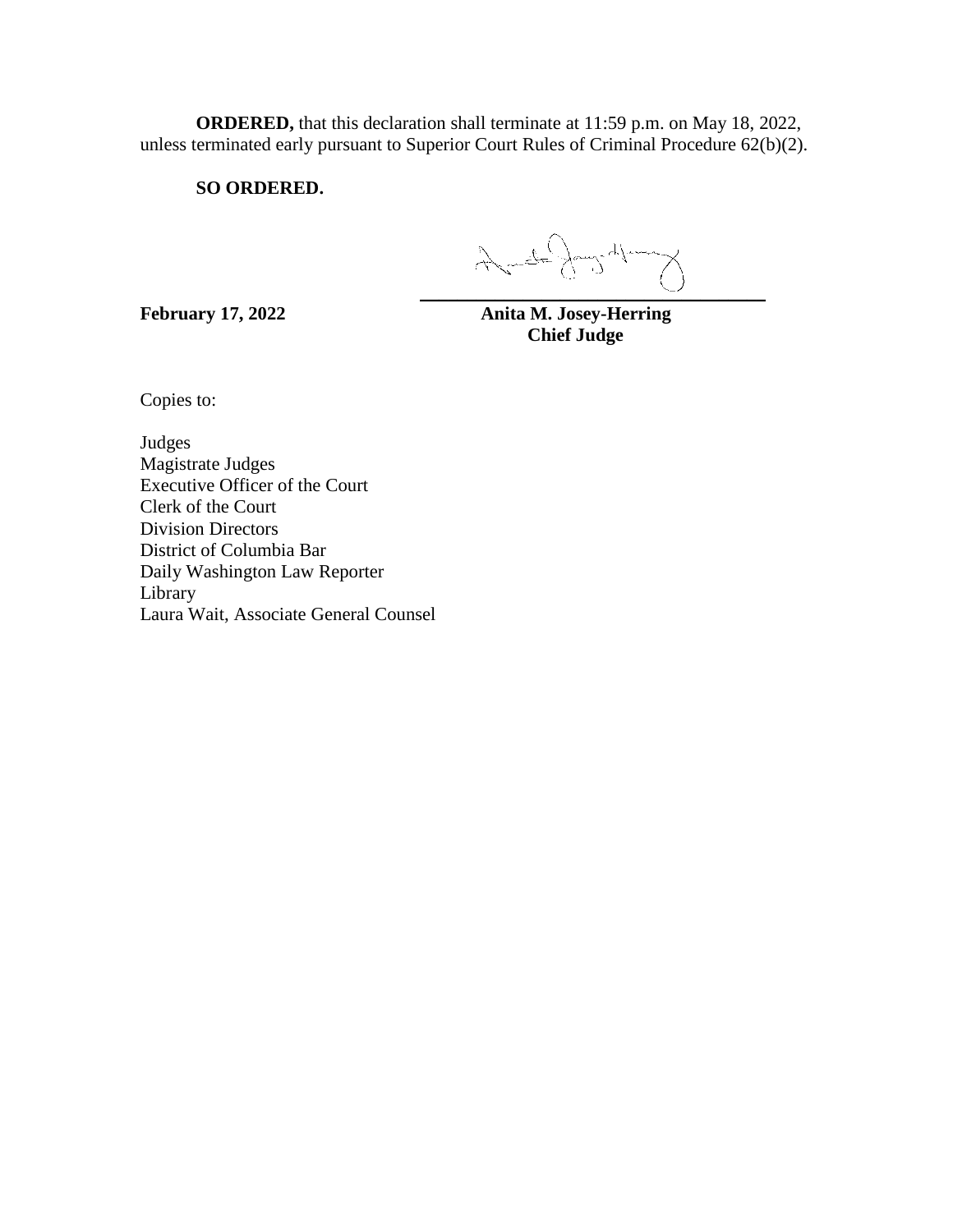**ORDERED,** that this declaration shall terminate at 11:59 p.m. on May 18, 2022, unless terminated early pursuant to Superior Court Rules of Criminal Procedure 62(b)(2).

**SO ORDERED.**

**February 17, 2022**

**Anita M. Josey-Herring**
**Chief Judge**

Copies to:

Judges
Magistrate Judges
Executive Officer of the Court
Clerk of the Court
Division Directors
District of Columbia Bar
Daily Washington Law Reporter
Library
Laura Wait, Associate General Counsel